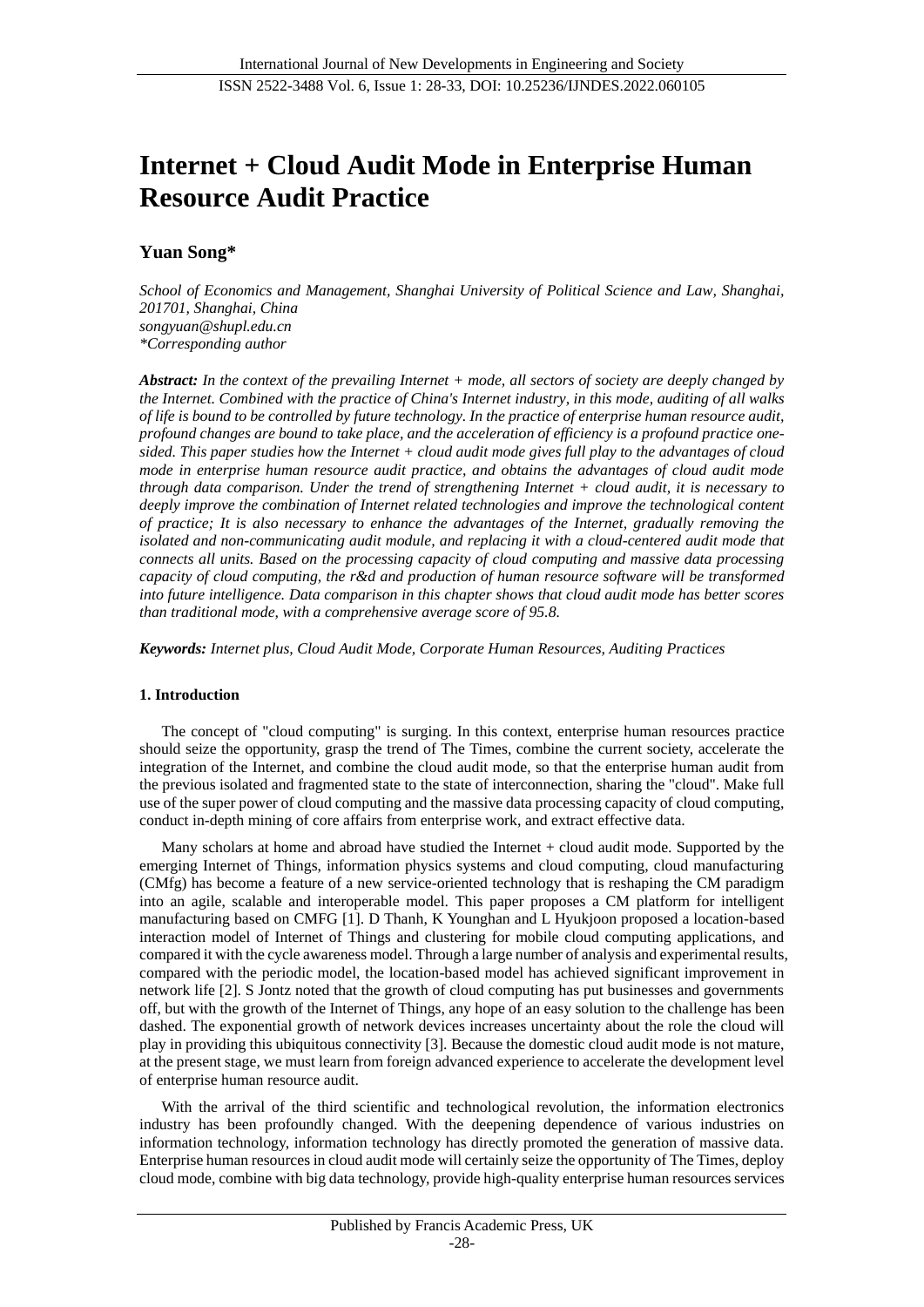# Internet + Cloud Audit Mode in Enterprise Human Resource Audit Practice

**Yuan Song***

*School of Economics and Management, Shanghai University of Political Science and Law, Shanghai, 201701, Shanghai, China*
*songyuan@shupl.edu.cn*
**Corresponding author*

***Abstract:*** *In the context of the prevailing Internet + mode, all sectors of society are deeply changed by the Internet. Combined with the practice of China's Internet industry, in this mode, auditing of all walks of life is bound to be controlled by future technology. In the practice of enterprise human resource audit, profound changes are bound to take place, and the acceleration of efficiency is a profound practice one-sided. This paper studies how the Internet + cloud audit mode gives full play to the advantages of cloud mode in enterprise human resource audit practice, and obtains the advantages of cloud audit mode through data comparison. Under the trend of strengthening Internet + cloud audit, it is necessary to deeply improve the combination of Internet related technologies and improve the technological content of practice; It is also necessary to enhance the advantages of the Internet, gradually removing the isolated and non-communicating audit module, and replacing it with a cloud-centered audit mode that connects all units. Based on the processing capacity of cloud computing and massive data processing capacity of cloud computing, the r&d and production of human resource software will be transformed into future intelligence. Data comparison in this chapter shows that cloud audit mode has better scores than traditional mode, with a comprehensive average score of 95.8.*

***Keywords:*** *Internet plus, Cloud Audit Mode, Corporate Human Resources, Auditing Practices*

## 1. Introduction

The concept of "cloud computing" is surging. In this context, enterprise human resources practice should seize the opportunity, grasp the trend of The Times, combine the current society, accelerate the integration of the Internet, and combine the cloud audit mode, so that the enterprise human audit from the previous isolated and fragmented state to the state of interconnection, sharing the "cloud". Make full use of the super power of cloud computing and the massive data processing capacity of cloud computing, conduct in-depth mining of core affairs from enterprise work, and extract effective data.

Many scholars at home and abroad have studied the Internet + cloud audit mode. Supported by the emerging Internet of Things, information physics systems and cloud computing, cloud manufacturing (CMfg) has become a feature of a new service-oriented technology that is reshaping the CM paradigm into an agile, scalable and interoperable model. This paper proposes a CM platform for intelligent manufacturing based on CMFG [1]. D Thanh, K Younghan and L Hyukjoon proposed a location-based interaction model of Internet of Things and clustering for mobile cloud computing applications, and compared it with the cycle awareness model. Through a large number of analysis and experimental results, compared with the periodic model, the location-based model has achieved significant improvement in network life [2]. S Jontz noted that the growth of cloud computing has put businesses and governments off, but with the growth of the Internet of Things, any hope of an easy solution to the challenge has been dashed. The exponential growth of network devices increases uncertainty about the role the cloud will play in providing this ubiquitous connectivity [3]. Because the domestic cloud audit mode is not mature, at the present stage, we must learn from foreign advanced experience to accelerate the development level of enterprise human resource audit.

With the arrival of the third scientific and technological revolution, the information electronics industry has been profoundly changed. With the deepening dependence of various industries on information technology, information technology has directly promoted the generation of massive data. Enterprise human resources in cloud audit mode will certainly seize the opportunity of The Times, deploy cloud mode, combine with big data technology, provide high-quality enterprise human resources services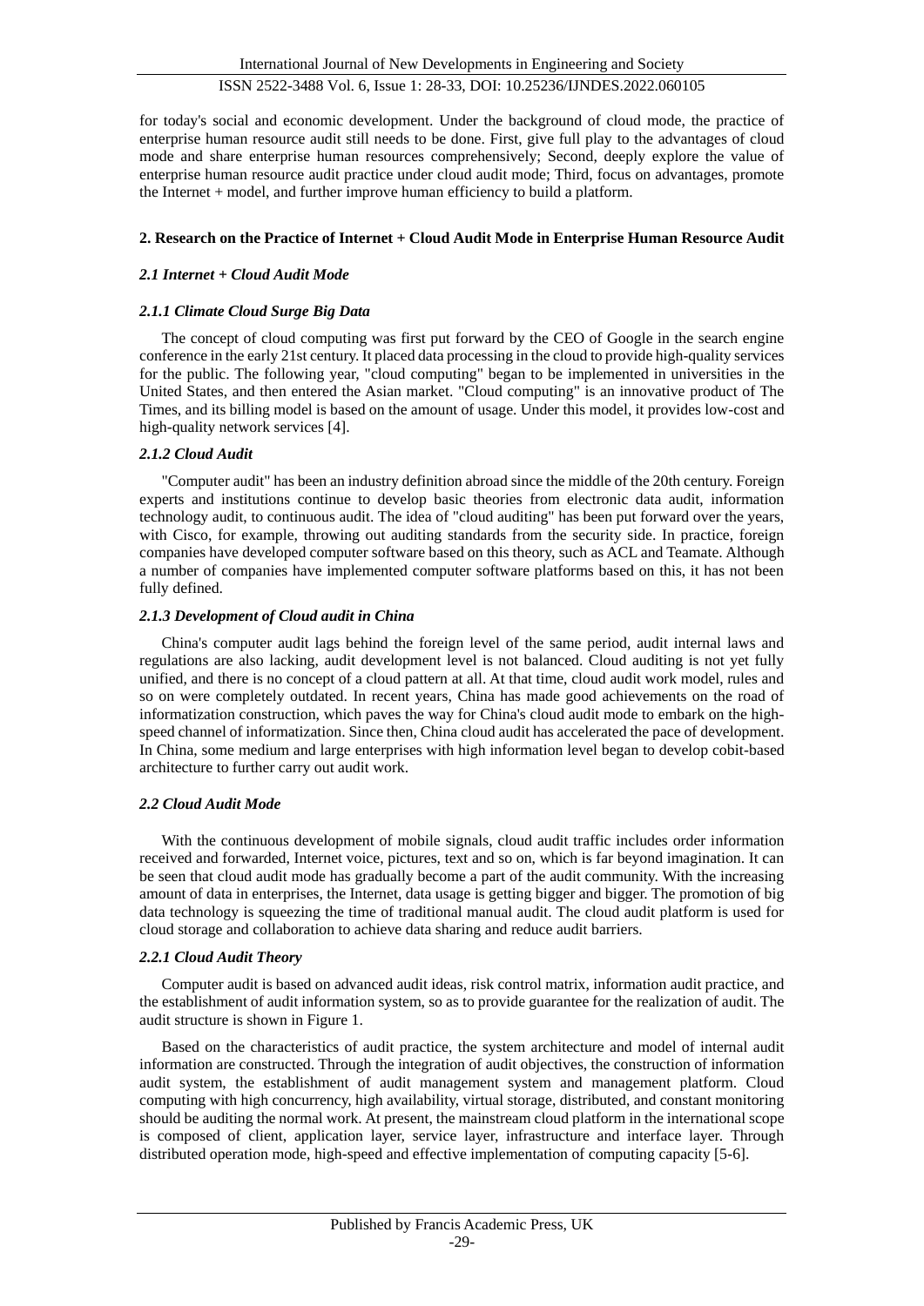for today's social and economic development. Under the background of cloud mode, the practice of enterprise human resource audit still needs to be done. First, give full play to the advantages of cloud mode and share enterprise human resources comprehensively; Second, deeply explore the value of enterprise human resource audit practice under cloud audit mode; Third, focus on advantages, promote the Internet + model, and further improve human efficiency to build a platform.

## 2. Research on the Practice of Internet + Cloud Audit Mode in Enterprise Human Resource Audit

### *2.1 Internet + Cloud Audit Mode*

#### *2.1.1 Climate Cloud Surge Big Data*

The concept of cloud computing was first put forward by the CEO of Google in the search engine conference in the early 21st century. It placed data processing in the cloud to provide high-quality services for the public. The following year, "cloud computing" began to be implemented in universities in the United States, and then entered the Asian market. "Cloud computing" is an innovative product of The Times, and its billing model is based on the amount of usage. Under this model, it provides low-cost and high-quality network services [4].

#### *2.1.2 Cloud Audit*

"Computer audit" has been an industry definition abroad since the middle of the 20th century. Foreign experts and institutions continue to develop basic theories from electronic data audit, information technology audit, to continuous audit. The idea of "cloud auditing" has been put forward over the years, with Cisco, for example, throwing out auditing standards from the security side. In practice, foreign companies have developed computer software based on this theory, such as ACL and Teamate. Although a number of companies have implemented computer software platforms based on this, it has not been fully defined.

#### *2.1.3 Development of Cloud audit in China*

China's computer audit lags behind the foreign level of the same period, audit internal laws and regulations are also lacking, audit development level is not balanced. Cloud auditing is not yet fully unified, and there is no concept of a cloud pattern at all. At that time, cloud audit work model, rules and so on were completely outdated. In recent years, China has made good achievements on the road of informatization construction, which paves the way for China's cloud audit mode to embark on the high-speed channel of informatization. Since then, China cloud audit has accelerated the pace of development. In China, some medium and large enterprises with high information level began to develop cobit-based architecture to further carry out audit work.

### *2.2 Cloud Audit Mode*

With the continuous development of mobile signals, cloud audit traffic includes order information received and forwarded, Internet voice, pictures, text and so on, which is far beyond imagination. It can be seen that cloud audit mode has gradually become a part of the audit community. With the increasing amount of data in enterprises, the Internet, data usage is getting bigger and bigger. The promotion of big data technology is squeezing the time of traditional manual audit. The cloud audit platform is used for cloud storage and collaboration to achieve data sharing and reduce audit barriers.

#### *2.2.1 Cloud Audit Theory*

Computer audit is based on advanced audit ideas, risk control matrix, information audit practice, and the establishment of audit information system, so as to provide guarantee for the realization of audit. The audit structure is shown in Figure 1.

Based on the characteristics of audit practice, the system architecture and model of internal audit information are constructed. Through the integration of audit objectives, the construction of information audit system, the establishment of audit management system and management platform. Cloud computing with high concurrency, high availability, virtual storage, distributed, and constant monitoring should be auditing the normal work. At present, the mainstream cloud platform in the international scope is composed of client, application layer, service layer, infrastructure and interface layer. Through distributed operation mode, high-speed and effective implementation of computing capacity [5-6].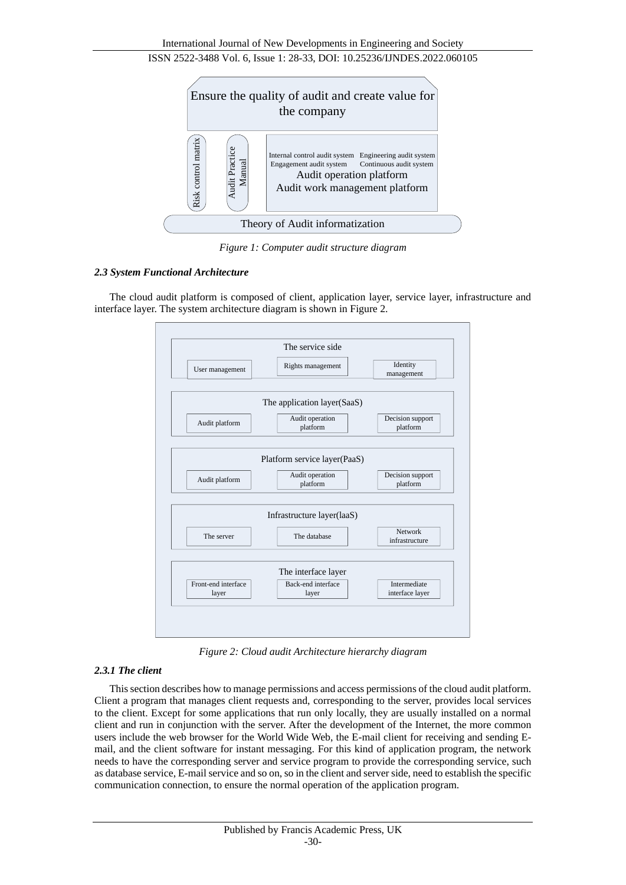Figure 1: Computer audit structure diagram

### 2.3 System Functional Architecture

The cloud audit platform is composed of client, application layer, service layer, infrastructure and interface layer. The system architecture diagram is shown in Figure 2.

Figure 2: Cloud audit Architecture hierarchy diagram

#### 2.3.1 The client

This section describes how to manage permissions and access permissions of the cloud audit platform. Client a program that manages client requests and, corresponding to the server, provides local services to the client. Except for some applications that run only locally, they are usually installed on a normal client and run in conjunction with the server. After the development of the Internet, the more common users include the web browser for the World Wide Web, the E-mail client for receiving and sending E-mail, and the client software for instant messaging. For this kind of application program, the network needs to have the corresponding server and service program to provide the corresponding service, such as database service, E-mail service and so on, so in the client and server side, need to establish the specific communication connection, to ensure the normal operation of the application program.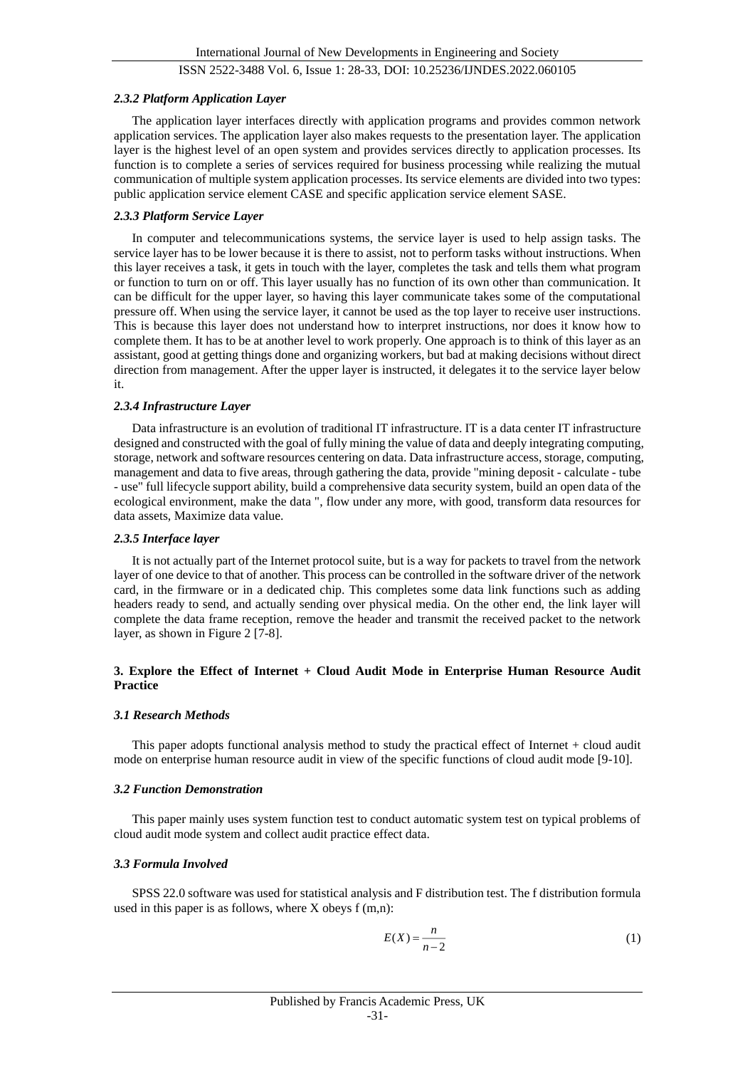### *2.3.2 Platform Application Layer*

The application layer interfaces directly with application programs and provides common network application services. The application layer also makes requests to the presentation layer. The application layer is the highest level of an open system and provides services directly to application processes. Its function is to complete a series of services required for business processing while realizing the mutual communication of multiple system application processes. Its service elements are divided into two types: public application service element CASE and specific application service element SASE.

### *2.3.3 Platform Service Layer*

In computer and telecommunications systems, the service layer is used to help assign tasks. The service layer has to be lower because it is there to assist, not to perform tasks without instructions. When this layer receives a task, it gets in touch with the layer, completes the task and tells them what program or function to turn on or off. This layer usually has no function of its own other than communication. It can be difficult for the upper layer, so having this layer communicate takes some of the computational pressure off. When using the service layer, it cannot be used as the top layer to receive user instructions. This is because this layer does not understand how to interpret instructions, nor does it know how to complete them. It has to be at another level to work properly. One approach is to think of this layer as an assistant, good at getting things done and organizing workers, but bad at making decisions without direct direction from management. After the upper layer is instructed, it delegates it to the service layer below it.

### *2.3.4 Infrastructure Layer*

Data infrastructure is an evolution of traditional IT infrastructure. IT is a data center IT infrastructure designed and constructed with the goal of fully mining the value of data and deeply integrating computing, storage, network and software resources centering on data. Data infrastructure access, storage, computing, management and data to five areas, through gathering the data, provide "mining deposit - calculate - tube - use" full lifecycle support ability, build a comprehensive data security system, build an open data of the ecological environment, make the data ", flow under any more, with good, transform data resources for data assets, Maximize data value.

### *2.3.5 Interface layer*

It is not actually part of the Internet protocol suite, but is a way for packets to travel from the network layer of one device to that of another. This process can be controlled in the software driver of the network card, in the firmware or in a dedicated chip. This completes some data link functions such as adding headers ready to send, and actually sending over physical media. On the other end, the link layer will complete the data frame reception, remove the header and transmit the received packet to the network layer, as shown in Figure 2 [7-8].

## **3. Explore the Effect of Internet + Cloud Audit Mode in Enterprise Human Resource Audit Practice**

### *3.1 Research Methods*

This paper adopts functional analysis method to study the practical effect of Internet + cloud audit mode on enterprise human resource audit in view of the specific functions of cloud audit mode [9-10].

### *3.2 Function Demonstration*

This paper mainly uses system function test to conduct automatic system test on typical problems of cloud audit mode system and collect audit practice effect data.

### *3.3 Formula Involved*

SPSS 22.0 software was used for statistical analysis and F distribution test. The f distribution formula used in this paper is as follows, where X obeys f (m,n):

$$E(X) = \frac{n}{n-2} \tag{1}$$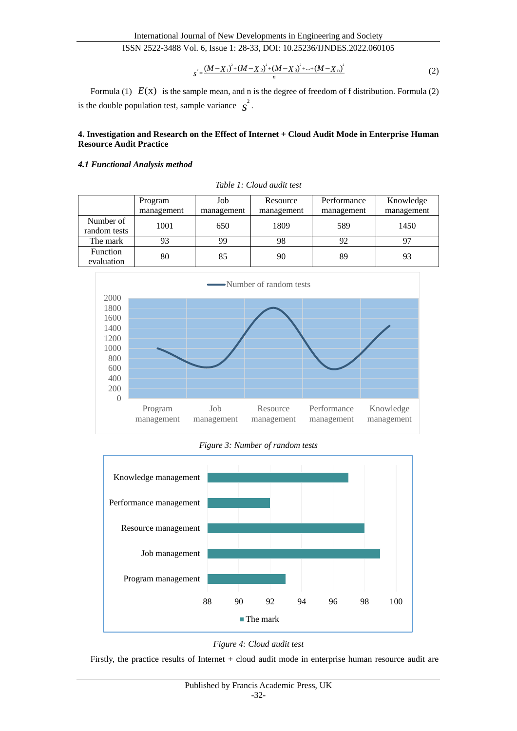$$s^2 = \frac{(M-X_1)^2+(M-X_2)^2+(M-X_3)^2+...+(M-X_n)^2}{n} \tag{2}$$

Formula (1) $E(x)$ is the sample mean, and n is the degree of freedom of f distribution. Formula (2) is the double population test, sample variance $s^2$.

#### 4. Investigation and Research on the Effect of Internet + Cloud Audit Mode in Enterprise Human Resource Audit Practice

##### *4.1 Functional Analysis method*

*Table 1: Cloud audit test*

| | Program management | Job management | Resource management | Performance management | Knowledge management |
|---|---|---|---|---|---|
| Number of random tests | 1001 | 650 | 1809 | 589 | 1450 |
| The mark | 93 | 99 | 98 | 92 | 97 |
| Function evaluation | 80 | 85 | 90 | 89 | 93 |

*Figure 3: Number of random tests*

*Figure 4: Cloud audit test*

Firstly, the practice results of Internet + cloud audit mode in enterprise human resource audit are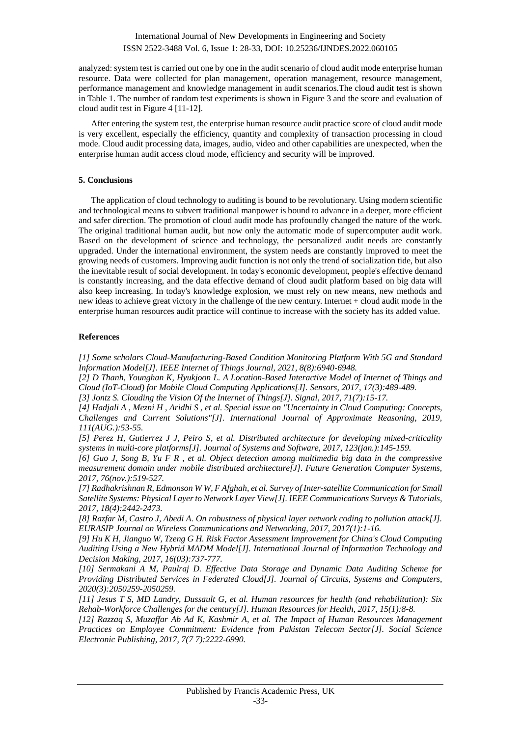analyzed: system test is carried out one by one in the audit scenario of cloud audit mode enterprise human resource. Data were collected for plan management, operation management, resource management, performance management and knowledge management in audit scenarios.The cloud audit test is shown in Table 1. The number of random test experiments is shown in Figure 3 and the score and evaluation of cloud audit test in Figure 4 [11-12].

After entering the system test, the enterprise human resource audit practice score of cloud audit mode is very excellent, especially the efficiency, quantity and complexity of transaction processing in cloud mode. Cloud audit processing data, images, audio, video and other capabilities are unexpected, when the enterprise human audit access cloud mode, efficiency and security will be improved.

## 5. Conclusions

The application of cloud technology to auditing is bound to be revolutionary. Using modern scientific and technological means to subvert traditional manpower is bound to advance in a deeper, more efficient and safer direction. The promotion of cloud audit mode has profoundly changed the nature of the work. The original traditional human audit, but now only the automatic mode of supercomputer audit work. Based on the development of science and technology, the personalized audit needs are constantly upgraded. Under the international environment, the system needs are constantly improved to meet the growing needs of customers. Improving audit function is not only the trend of socialization tide, but also the inevitable result of social development. In today's economic development, people's effective demand is constantly increasing, and the data effective demand of cloud audit platform based on big data will also keep increasing. In today's knowledge explosion, we must rely on new means, new methods and new ideas to achieve great victory in the challenge of the new century. Internet + cloud audit mode in the enterprise human resources audit practice will continue to increase with the society has its added value.

## References

*[1] Some scholars Cloud-Manufacturing-Based Condition Monitoring Platform With 5G and Standard Information Model[J]. IEEE Internet of Things Journal, 2021, 8(8):6940-6948.*

*[2] D Thanh, Younghan K, Hyukjoon L. A Location-Based Interactive Model of Internet of Things and Cloud (IoT-Cloud) for Mobile Cloud Computing Applications[J]. Sensors, 2017, 17(3):489-489.*

*[3] Jontz S. Clouding the Vision Of the Internet of Things[J]. Signal, 2017, 71(7):15-17.*

*[4] Hadjali A , Mezni H , Aridhi S , et al. Special issue on "Uncertainty in Cloud Computing: Concepts, Challenges and Current Solutions"[J]. International Journal of Approximate Reasoning, 2019, 111(AUG.):53-55.*

*[5] Perez H, Gutierrez J J, Peiro S, et al. Distributed architecture for developing mixed-criticality systems in multi-core platforms[J]. Journal of Systems and Software, 2017, 123(jan.):145-159.*

*[6] Guo J, Song B, Yu F R , et al. Object detection among multimedia big data in the compressive measurement domain under mobile distributed architecture[J]. Future Generation Computer Systems, 2017, 76(nov.):519-527.*

*[7] Radhakrishnan R, Edmonson W W, F Afghah, et al. Survey of Inter-satellite Communication for Small Satellite Systems: Physical Layer to Network Layer View[J]. IEEE Communications Surveys & Tutorials, 2017, 18(4):2442-2473.*

*[8] Razfar M, Castro J, Abedi A. On robustness of physical layer network coding to pollution attack[J]. EURASIP Journal on Wireless Communications and Networking, 2017, 2017(1):1-16.*

*[9] Hu K H, Jianguo W, Tzeng G H. Risk Factor Assessment Improvement for China's Cloud Computing Auditing Using a New Hybrid MADM Model[J]. International Journal of Information Technology and Decision Making, 2017, 16(03):737-777.*

*[10] Sermakani A M, Paulraj D. Effective Data Storage and Dynamic Data Auditing Scheme for Providing Distributed Services in Federated Cloud[J]. Journal of Circuits, Systems and Computers, 2020(3):2050259-2050259.*

*[11] Jesus T S, MD Landry, Dussault G, et al. Human resources for health (and rehabilitation): Six Rehab-Workforce Challenges for the century[J]. Human Resources for Health, 2017, 15(1):8-8.*

*[12] Razzaq S, Muzaffar Ab Ad K, Kashmir A, et al. The Impact of Human Resources Management Practices on Employee Commitment: Evidence from Pakistan Telecom Sector[J]. Social Science Electronic Publishing, 2017, 7(7 7):2222-6990.*